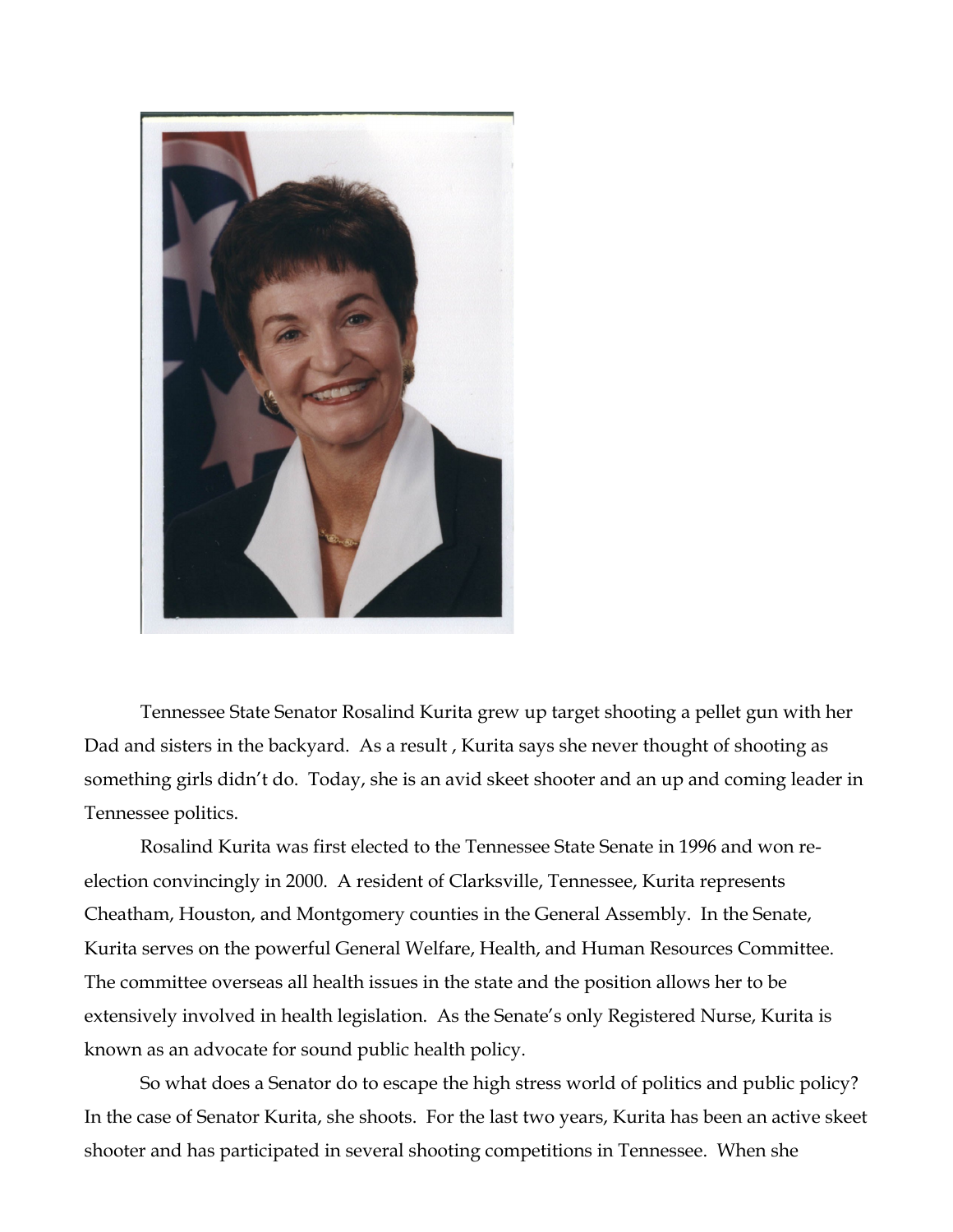Tennessee State Senator Rosalind Kurita grew up target shooting a pellet gun with her Dad and sisters in the backyard. As a result , Kurita says she never thought of shooting as something girls didn't do. Today, she is an avid skeet shooter and an up and coming leader in Tennessee politics.

Rosalind Kurita was first elected to the Tennessee State Senate in 1996 and won re-election convincingly in 2000. A resident of Clarksville, Tennessee, Kurita represents Cheatham, Houston, and Montgomery counties in the General Assembly. In the Senate, Kurita serves on the powerful General Welfare, Health, and Human Resources Committee. The committee overseas all health issues in the state and the position allows her to be extensively involved in health legislation. As the Senate's only Registered Nurse, Kurita is known as an advocate for sound public health policy.

So what does a Senator do to escape the high stress world of politics and public policy? In the case of Senator Kurita, she shoots. For the last two years, Kurita has been an active skeet shooter and has participated in several shooting competitions in Tennessee. When she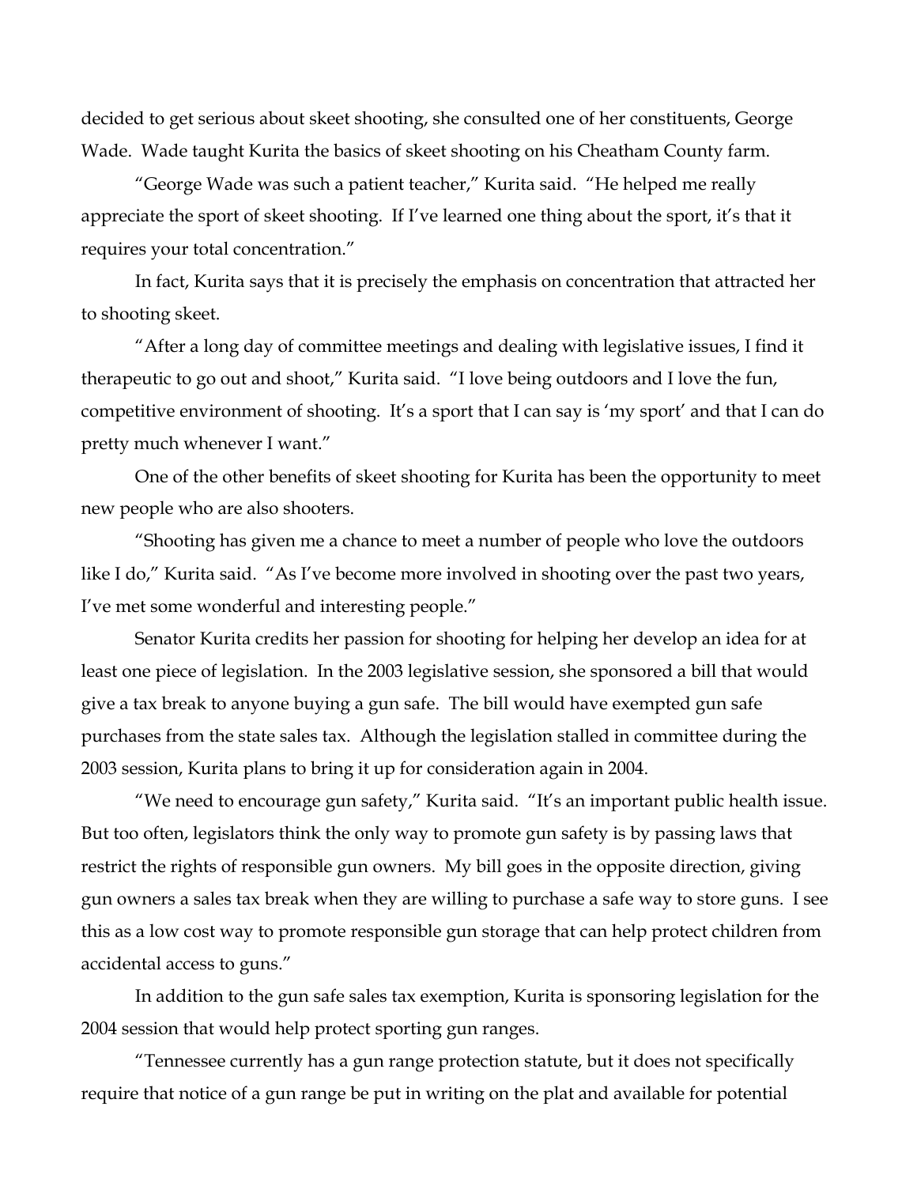decided to get serious about skeet shooting, she consulted one of her constituents, George Wade. Wade taught Kurita the basics of skeet shooting on his Cheatham County farm.

"George Wade was such a patient teacher," Kurita said. "He helped me really appreciate the sport of skeet shooting. If I've learned one thing about the sport, it's that it requires your total concentration."

In fact, Kurita says that it is precisely the emphasis on concentration that attracted her to shooting skeet.

"After a long day of committee meetings and dealing with legislative issues, I find it therapeutic to go out and shoot," Kurita said. "I love being outdoors and I love the fun, competitive environment of shooting. It's a sport that I can say is 'my sport' and that I can do pretty much whenever I want."

One of the other benefits of skeet shooting for Kurita has been the opportunity to meet new people who are also shooters.

"Shooting has given me a chance to meet a number of people who love the outdoors like I do," Kurita said. "As I've become more involved in shooting over the past two years, I've met some wonderful and interesting people."

Senator Kurita credits her passion for shooting for helping her develop an idea for at least one piece of legislation. In the 2003 legislative session, she sponsored a bill that would give a tax break to anyone buying a gun safe. The bill would have exempted gun safe purchases from the state sales tax. Although the legislation stalled in committee during the 2003 session, Kurita plans to bring it up for consideration again in 2004.

"We need to encourage gun safety," Kurita said. "It's an important public health issue. But too often, legislators think the only way to promote gun safety is by passing laws that restrict the rights of responsible gun owners. My bill goes in the opposite direction, giving gun owners a sales tax break when they are willing to purchase a safe way to store guns. I see this as a low cost way to promote responsible gun storage that can help protect children from accidental access to guns."

In addition to the gun safe sales tax exemption, Kurita is sponsoring legislation for the 2004 session that would help protect sporting gun ranges.

"Tennessee currently has a gun range protection statute, but it does not specifically require that notice of a gun range be put in writing on the plat and available for potential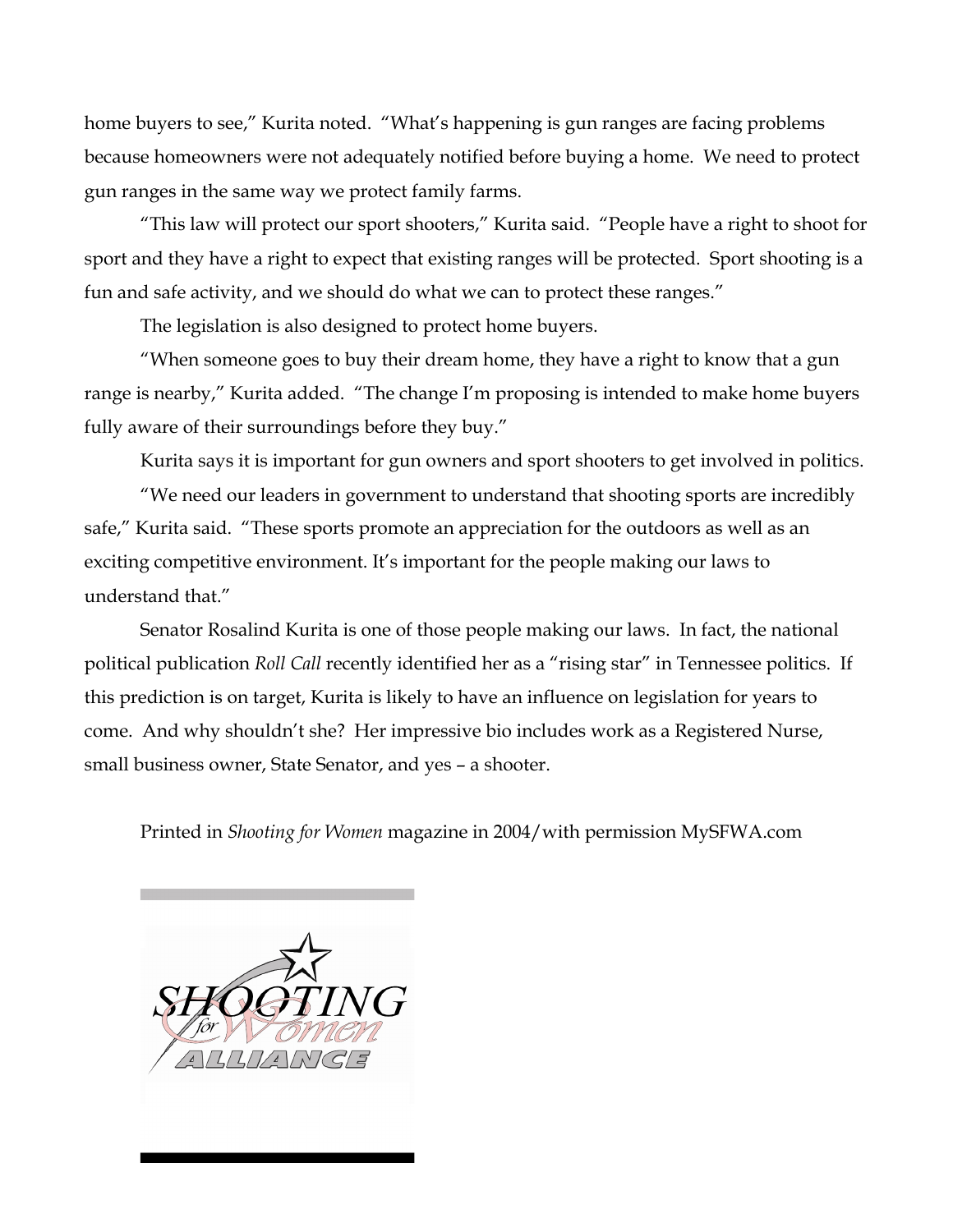home buyers to see," Kurita noted. "What's happening is gun ranges are facing problems because homeowners were not adequately notified before buying a home. We need to protect gun ranges in the same way we protect family farms.

"This law will protect our sport shooters," Kurita said. "People have a right to shoot for sport and they have a right to expect that existing ranges will be protected. Sport shooting is a fun and safe activity, and we should do what we can to protect these ranges."

The legislation is also designed to protect home buyers.

"When someone goes to buy their dream home, they have a right to know that a gun range is nearby," Kurita added. "The change I'm proposing is intended to make home buyers fully aware of their surroundings before they buy."

Kurita says it is important for gun owners and sport shooters to get involved in politics.

"We need our leaders in government to understand that shooting sports are incredibly safe," Kurita said. "These sports promote an appreciation for the outdoors as well as an exciting competitive environment. It's important for the people making our laws to understand that."

Senator Rosalind Kurita is one of those people making our laws. In fact, the national political publication *Roll Call* recently identified her as a "rising star" in Tennessee politics. If this prediction is on target, Kurita is likely to have an influence on legislation for years to come. And why shouldn't she? Her impressive bio includes work as a Registered Nurse, small business owner, State Senator, and yes – a shooter.

Printed in *Shooting for Women* magazine in 2004/with permission MySFWA.com

SHOOTING for Women ALLIANCE